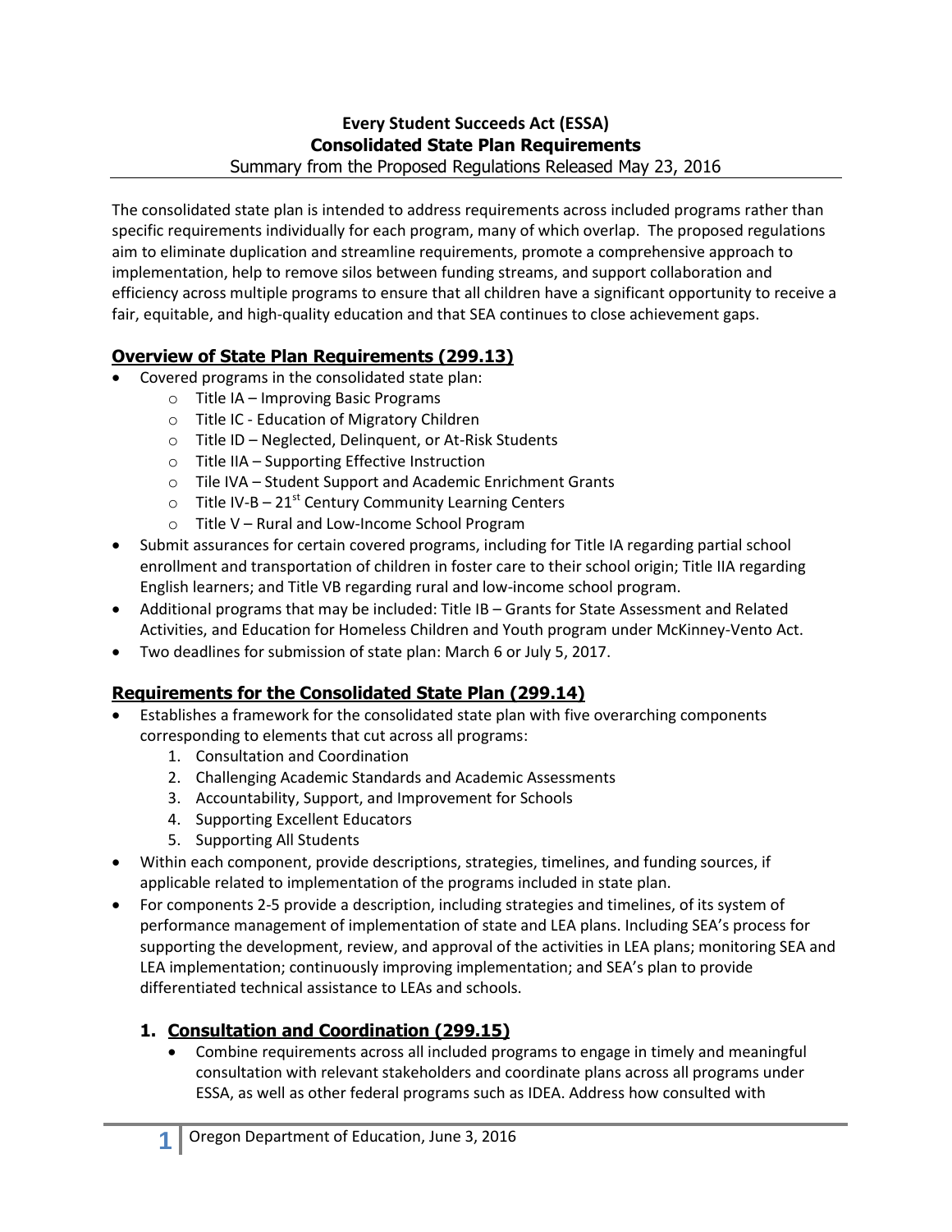# Every Student Succeeds Act (ESSA)
# Consolidated State Plan Requirements

Summary from the Proposed Regulations Released May 23, 2016

The consolidated state plan is intended to address requirements across included programs rather than specific requirements individually for each program, many of which overlap. The proposed regulations aim to eliminate duplication and streamline requirements, promote a comprehensive approach to implementation, help to remove silos between funding streams, and support collaboration and efficiency across multiple programs to ensure that all children have a significant opportunity to receive a fair, equitable, and high-quality education and that SEA continues to close achievement gaps.

## Overview of State Plan Requirements (299.13)

- Covered programs in the consolidated state plan:
  - Title IA – Improving Basic Programs
  - Title IC - Education of Migratory Children
  - Title ID – Neglected, Delinquent, or At-Risk Students
  - Title IIA – Supporting Effective Instruction
  - Tile IVA – Student Support and Academic Enrichment Grants
  - Title IV-B – 21st Century Community Learning Centers
  - Title V – Rural and Low-Income School Program
- Submit assurances for certain covered programs, including for Title IA regarding partial school enrollment and transportation of children in foster care to their school origin; Title IIA regarding English learners; and Title VB regarding rural and low-income school program.
- Additional programs that may be included: Title IB – Grants for State Assessment and Related Activities, and Education for Homeless Children and Youth program under McKinney-Vento Act.
- Two deadlines for submission of state plan: March 6 or July 5, 2017.

## Requirements for the Consolidated State Plan (299.14)

- Establishes a framework for the consolidated state plan with five overarching components corresponding to elements that cut across all programs:
  1. Consultation and Coordination
  2. Challenging Academic Standards and Academic Assessments
  3. Accountability, Support, and Improvement for Schools
  4. Supporting Excellent Educators
  5. Supporting All Students
- Within each component, provide descriptions, strategies, timelines, and funding sources, if applicable related to implementation of the programs included in state plan.
- For components 2-5 provide a description, including strategies and timelines, of its system of performance management of implementation of state and LEA plans. Including SEA's process for supporting the development, review, and approval of the activities in LEA plans; monitoring SEA and LEA implementation; continuously improving implementation; and SEA's plan to provide differentiated technical assistance to LEAs and schools.

### 1. Consultation and Coordination (299.15)

- Combine requirements across all included programs to engage in timely and meaningful consultation with relevant stakeholders and coordinate plans across all programs under ESSA, as well as other federal programs such as IDEA. Address how consulted with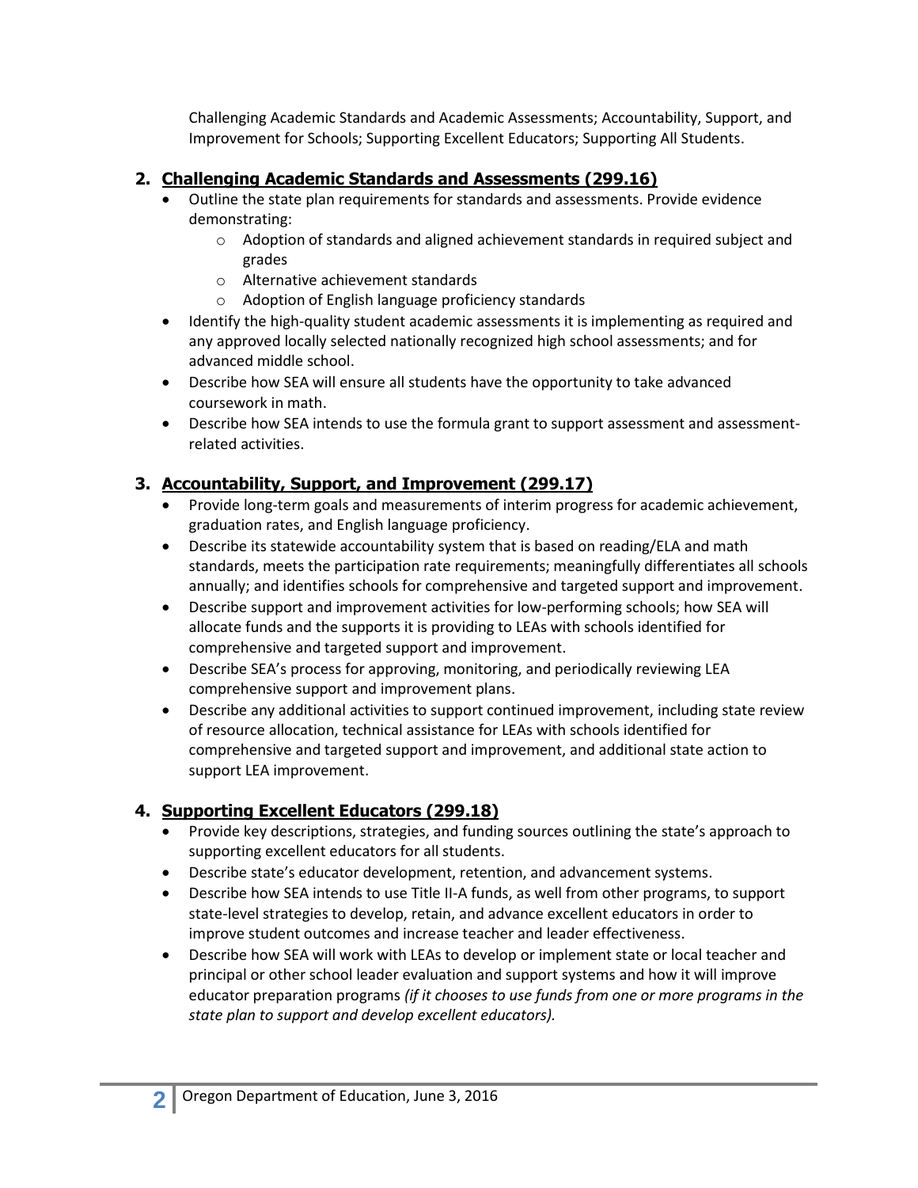Challenging Academic Standards and Academic Assessments; Accountability, Support, and Improvement for Schools; Supporting Excellent Educators; Supporting All Students.

## 2. Challenging Academic Standards and Assessments (299.16)

- Outline the state plan requirements for standards and assessments. Provide evidence demonstrating:
  - Adoption of standards and aligned achievement standards in required subject and grades
  - Alternative achievement standards
  - Adoption of English language proficiency standards
- Identify the high-quality student academic assessments it is implementing as required and any approved locally selected nationally recognized high school assessments; and for advanced middle school.
- Describe how SEA will ensure all students have the opportunity to take advanced coursework in math.
- Describe how SEA intends to use the formula grant to support assessment and assessment-related activities.

## 3. Accountability, Support, and Improvement (299.17)

- Provide long-term goals and measurements of interim progress for academic achievement, graduation rates, and English language proficiency.
- Describe its statewide accountability system that is based on reading/ELA and math standards, meets the participation rate requirements; meaningfully differentiates all schools annually; and identifies schools for comprehensive and targeted support and improvement.
- Describe support and improvement activities for low-performing schools; how SEA will allocate funds and the supports it is providing to LEAs with schools identified for comprehensive and targeted support and improvement.
- Describe SEA's process for approving, monitoring, and periodically reviewing LEA comprehensive support and improvement plans.
- Describe any additional activities to support continued improvement, including state review of resource allocation, technical assistance for LEAs with schools identified for comprehensive and targeted support and improvement, and additional state action to support LEA improvement.

## 4. Supporting Excellent Educators (299.18)

- Provide key descriptions, strategies, and funding sources outlining the state's approach to supporting excellent educators for all students.
- Describe state's educator development, retention, and advancement systems.
- Describe how SEA intends to use Title II-A funds, as well from other programs, to support state-level strategies to develop, retain, and advance excellent educators in order to improve student outcomes and increase teacher and leader effectiveness.
- Describe how SEA will work with LEAs to develop or implement state or local teacher and principal or other school leader evaluation and support systems and how it will improve educator preparation programs *(if it chooses to use funds from one or more programs in the state plan to support and develop excellent educators).*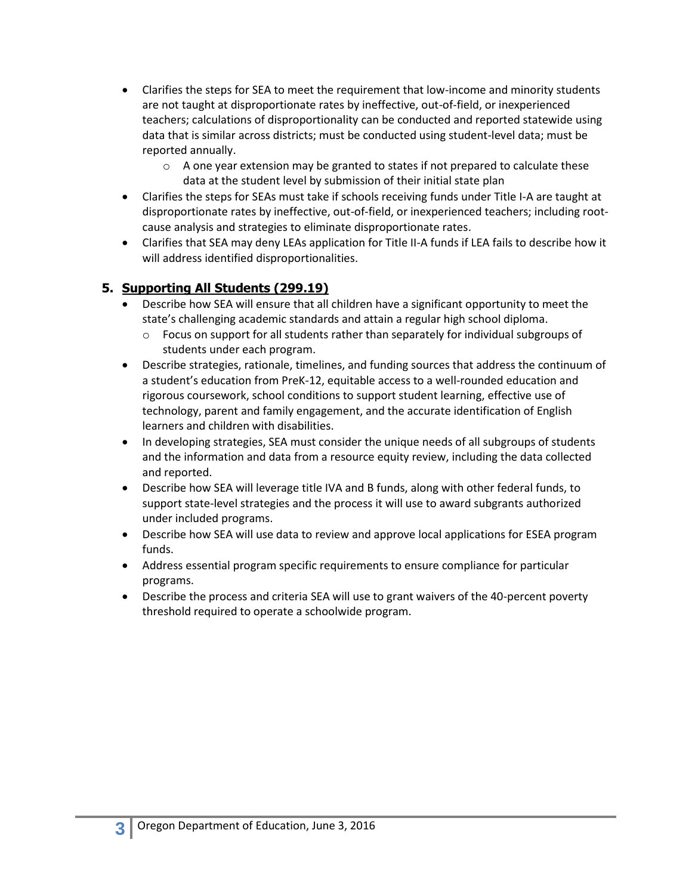- Clarifies the steps for SEA to meet the requirement that low-income and minority students are not taught at disproportionate rates by ineffective, out-of-field, or inexperienced teachers; calculations of disproportionality can be conducted and reported statewide using data that is similar across districts; must be conducted using student-level data; must be reported annually.
    - A one year extension may be granted to states if not prepared to calculate these data at the student level by submission of their initial state plan
- Clarifies the steps for SEAs must take if schools receiving funds under Title I-A are taught at disproportionate rates by ineffective, out-of-field, or inexperienced teachers; including root-cause analysis and strategies to eliminate disproportionate rates.
- Clarifies that SEA may deny LEAs application for Title II-A funds if LEA fails to describe how it will address identified disproportionalities.

## 5. Supporting All Students (299.19)

- Describe how SEA will ensure that all children have a significant opportunity to meet the state's challenging academic standards and attain a regular high school diploma.
    - Focus on support for all students rather than separately for individual subgroups of students under each program.
- Describe strategies, rationale, timelines, and funding sources that address the continuum of a student's education from PreK-12, equitable access to a well-rounded education and rigorous coursework, school conditions to support student learning, effective use of technology, parent and family engagement, and the accurate identification of English learners and children with disabilities.
- In developing strategies, SEA must consider the unique needs of all subgroups of students and the information and data from a resource equity review, including the data collected and reported.
- Describe how SEA will leverage title IVA and B funds, along with other federal funds, to support state-level strategies and the process it will use to award subgrants authorized under included programs.
- Describe how SEA will use data to review and approve local applications for ESEA program funds.
- Address essential program specific requirements to ensure compliance for particular programs.
- Describe the process and criteria SEA will use to grant waivers of the 40-percent poverty threshold required to operate a schoolwide program.